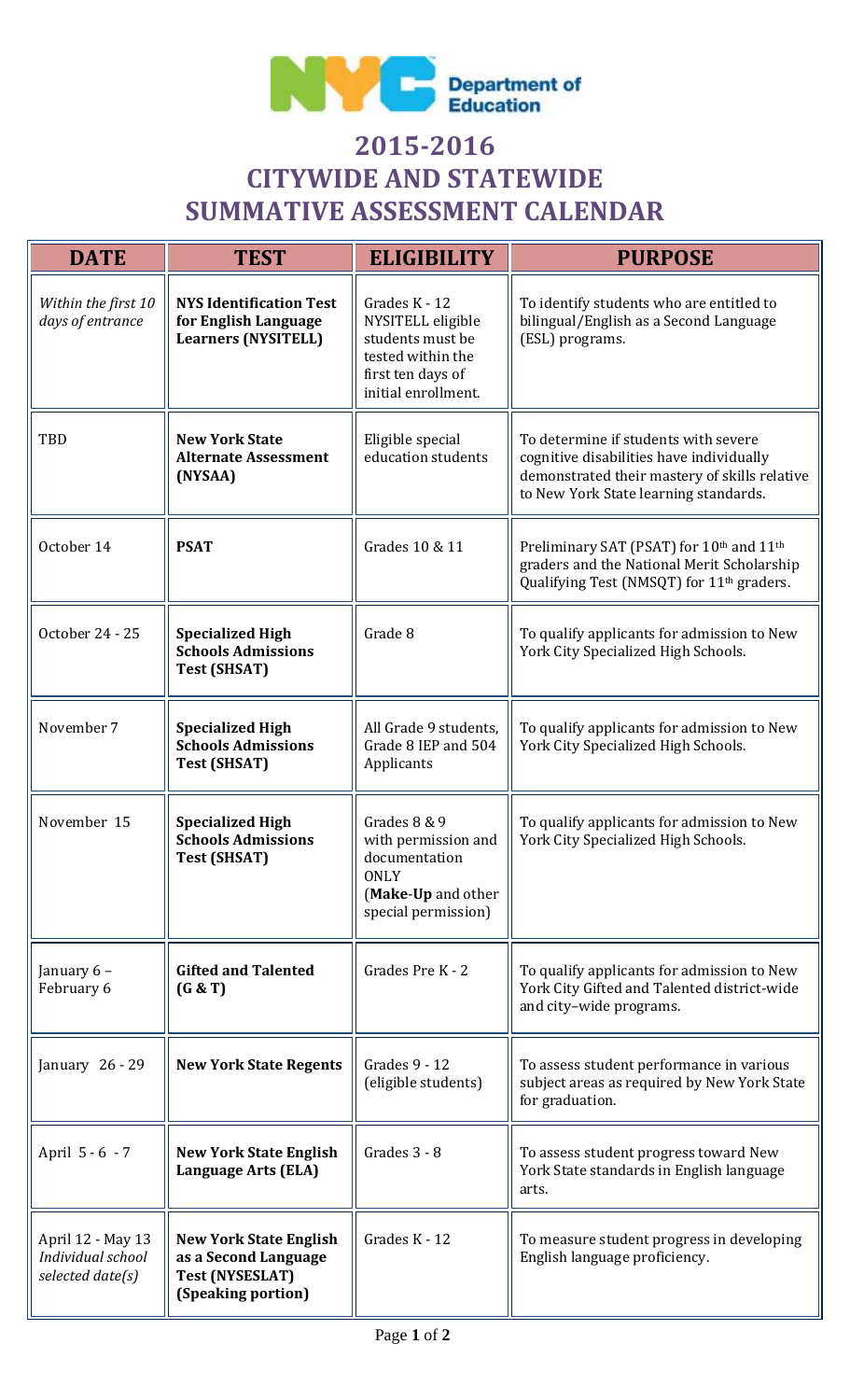NYC Department of Education

# 2015-2016 CITYWIDE AND STATEWIDE SUMMATIVE ASSESSMENT CALENDAR

| DATE | TEST | ELIGIBILITY | PURPOSE |
|---|---|---|---|
| *Within the first 10 days of entrance* | **NYS Identification Test for English Language Learners (NYSITELL)** | Grades K - 12 NYSITELL eligible students must be tested within the first ten days of initial enrollment. | To identify students who are entitled to bilingual/English as a Second Language (ESL) programs. |
| TBD | **New York State Alternate Assessment (NYSAA)** | Eligible special education students | To determine if students with severe cognitive disabilities have individually demonstrated their mastery of skills relative to New York State learning standards. |
| October 14 | **PSAT** | Grades 10 & 11 | Preliminary SAT (PSAT) for 10th and 11th graders and the National Merit Scholarship Qualifying Test (NMSQT) for 11th graders. |
| October 24 - 25 | **Specialized High Schools Admissions Test (SHSAT)** | Grade 8 | To qualify applicants for admission to New York City Specialized High Schools. |
| November 7 | **Specialized High Schools Admissions Test (SHSAT)** | All Grade 9 students, Grade 8 IEP and 504 Applicants | To qualify applicants for admission to New York City Specialized High Schools. |
| November 15 | **Specialized High Schools Admissions Test (SHSAT)** | Grades 8 & 9 with permission and documentation ONLY (**Make-Up** and other special permission) | To qualify applicants for admission to New York City Specialized High Schools. |
| January 6 – February 6 | **Gifted and Talented (G & T)** | Grades Pre K - 2 | To qualify applicants for admission to New York City Gifted and Talented district-wide and city–wide programs. |
| January 26 - 29 | **New York State Regents** | Grades 9 - 12 (eligible students) | To assess student performance in various subject areas as required by New York State for graduation. |
| April 5 - 6 - 7 | **New York State English Language Arts (ELA)** | Grades 3 - 8 | To assess student progress toward New York State standards in English language arts. |
| April 12 - May 13 *Individual school selected date(s)* | **New York State English as a Second Language Test (NYSESLAT) (Speaking portion)** | Grades K - 12 | To measure student progress in developing English language proficiency. |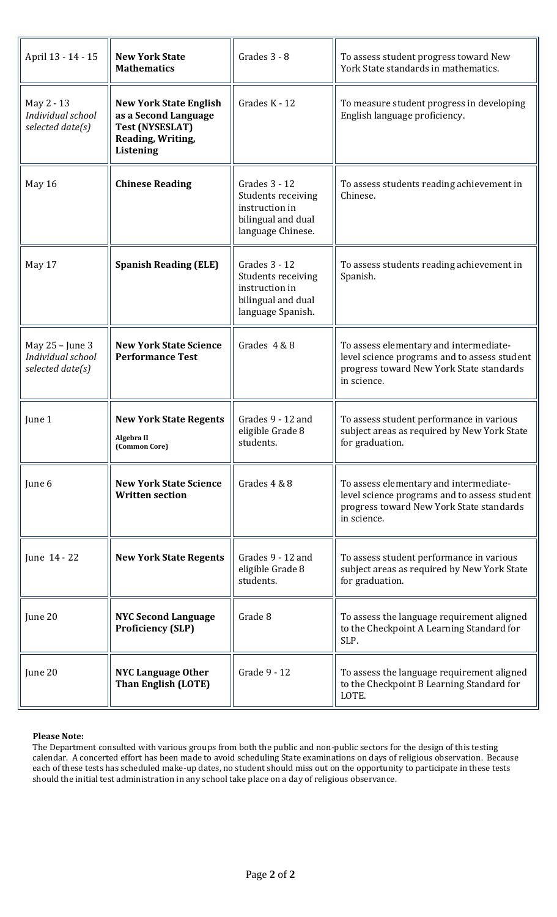| | | | |
|---|---|---|---|
| April 13 - 14 - 15 | **New York State Mathematics** | Grades 3 - 8 | To assess student progress toward New York State standards in mathematics. |
| May 2 - 13<br>*Individual school selected date(s)* | **New York State English as a Second Language Test (NYSESLAT) Reading, Writing, Listening** | Grades K - 12 | To measure student progress in developing English language proficiency. |
| May 16 | **Chinese Reading** | Grades 3 - 12<br>Students receiving instruction in bilingual and dual language Chinese. | To assess students reading achievement in Chinese. |
| May 17 | **Spanish Reading (ELE)** | Grades 3 - 12<br>Students receiving instruction in bilingual and dual language Spanish. | To assess students reading achievement in Spanish. |
| May 25 – June 3<br>*Individual school selected date(s)* | **New York State Science Performance Test** | Grades 4 & 8 | To assess elementary and intermediate-level science programs and to assess student progress toward New York State standards in science. |
| June 1 | **New York State Regents**<br>**Algebra II (Common Core)** | Grades 9 - 12 and eligible Grade 8 students. | To assess student performance in various subject areas as required by New York State for graduation. |
| June 6 | **New York State Science Written section** | Grades 4 & 8 | To assess elementary and intermediate-level science programs and to assess student progress toward New York State standards in science. |
| June 14 - 22 | **New York State Regents** | Grades 9 - 12 and eligible Grade 8 students. | To assess student performance in various subject areas as required by New York State for graduation. |
| June 20 | **NYC Second Language Proficiency (SLP)** | Grade 8 | To assess the language requirement aligned to the Checkpoint A Learning Standard for SLP. |
| June 20 | **NYC Language Other Than English (LOTE)** | Grade 9 - 12 | To assess the language requirement aligned to the Checkpoint B Learning Standard for LOTE. |

**Please Note:**
The Department consulted with various groups from both the public and non-public sectors for the design of this testing calendar. A concerted effort has been made to avoid scheduling State examinations on days of religious observation. Because each of these tests has scheduled make-up dates, no student should miss out on the opportunity to participate in these tests should the initial test administration in any school take place on a day of religious observance.